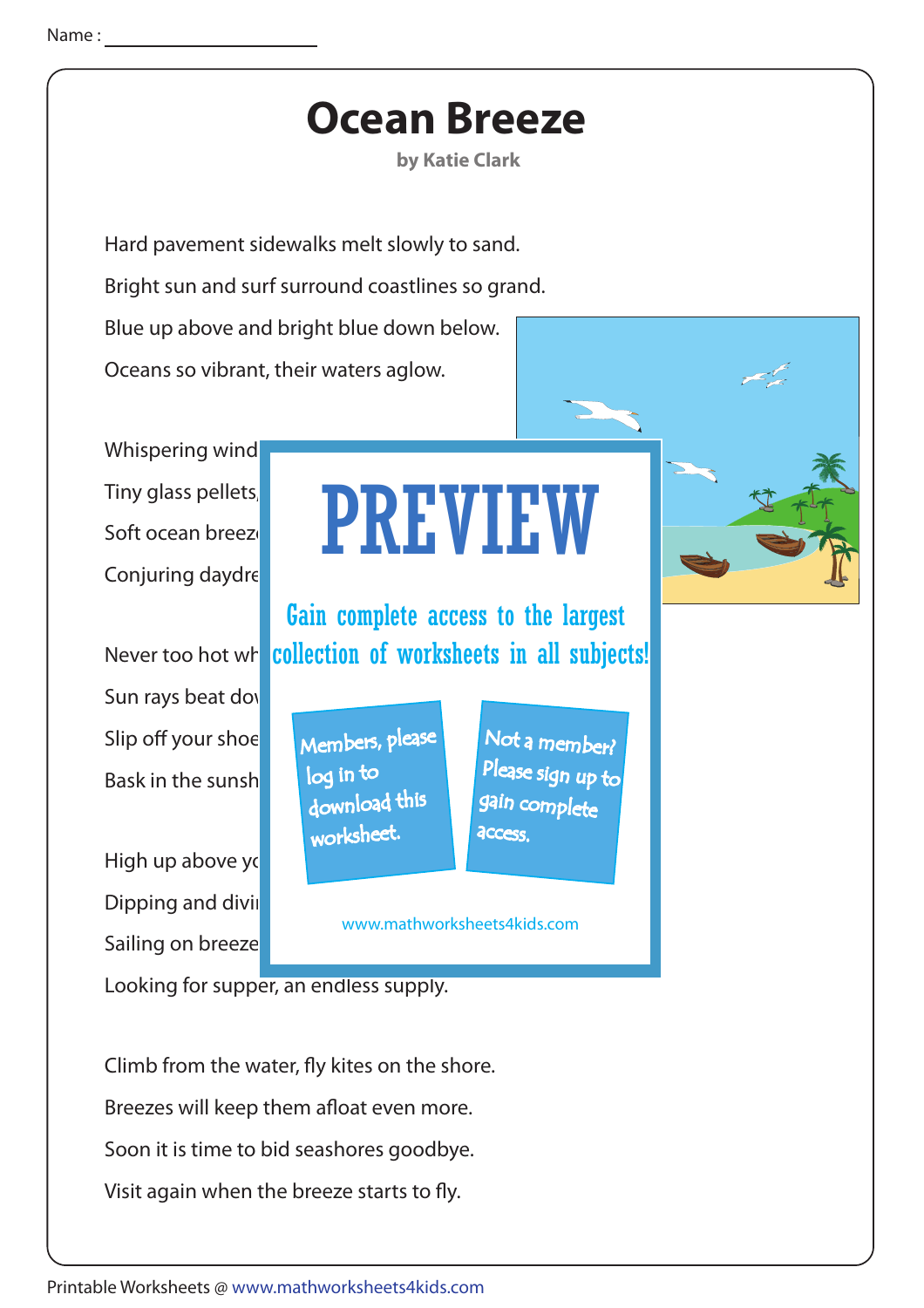Name : ____________________

# Ocean Breeze

**by Katie Clark**

Hard pavement sidewalks melt slowly to sand.

Bright sun and surf surround coastlines so grand.

Blue up above and bright blue down below.

Oceans so vibrant, their waters aglow.

Whispering wind

Tiny glass pellets,

Soft ocean breez

Conjuring daydre

Never too hot wh

Sun rays beat do

Slip off your shoe

Bask in the sunsh

High up above yo

Dipping and divi

Sailing on breeze

Looking for supper, an endless supply.

PREVIEW

Gain complete access to the largest collection of worksheets in all subjects!

Members, please log in to download this worksheet.

Not a member? Please sign up to gain complete access.

www.mathworksheets4kids.com

Climb from the water, fly kites on the shore.

Breezes will keep them afloat even more.

Soon it is time to bid seashores goodbye.

Visit again when the breeze starts to fly.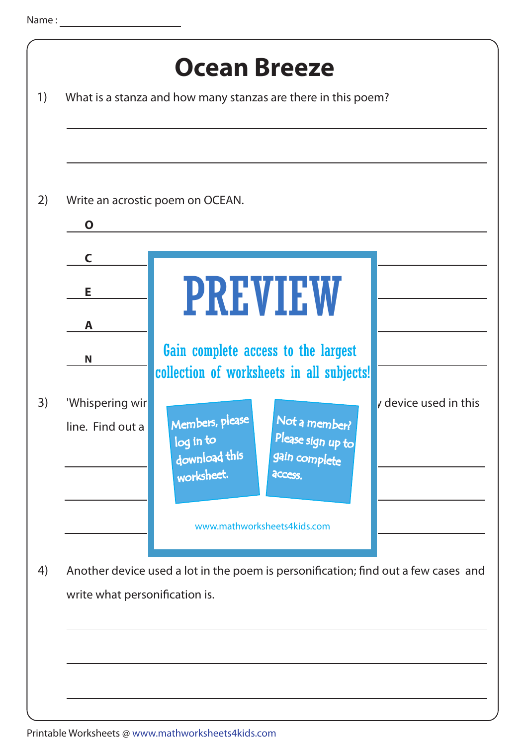Name :

# Ocean Breeze

1) What is a stanza and how many stanzas are there in this poem?

2) Write an acrostic poem on OCEAN.

**O**

**C**

**E**

**A**

**N**

PREVIEW

Gain complete access to the largest collection of worksheets in all subjects!

Members, please log in to download this worksheet.

Not a member? Please sign up to gain complete access.

www.mathworksheets4kids.com

3) 'Whispering wir ... device used in this line. Find out a

4) Another device used a lot in the poem is personification; find out a few cases and write what personification is.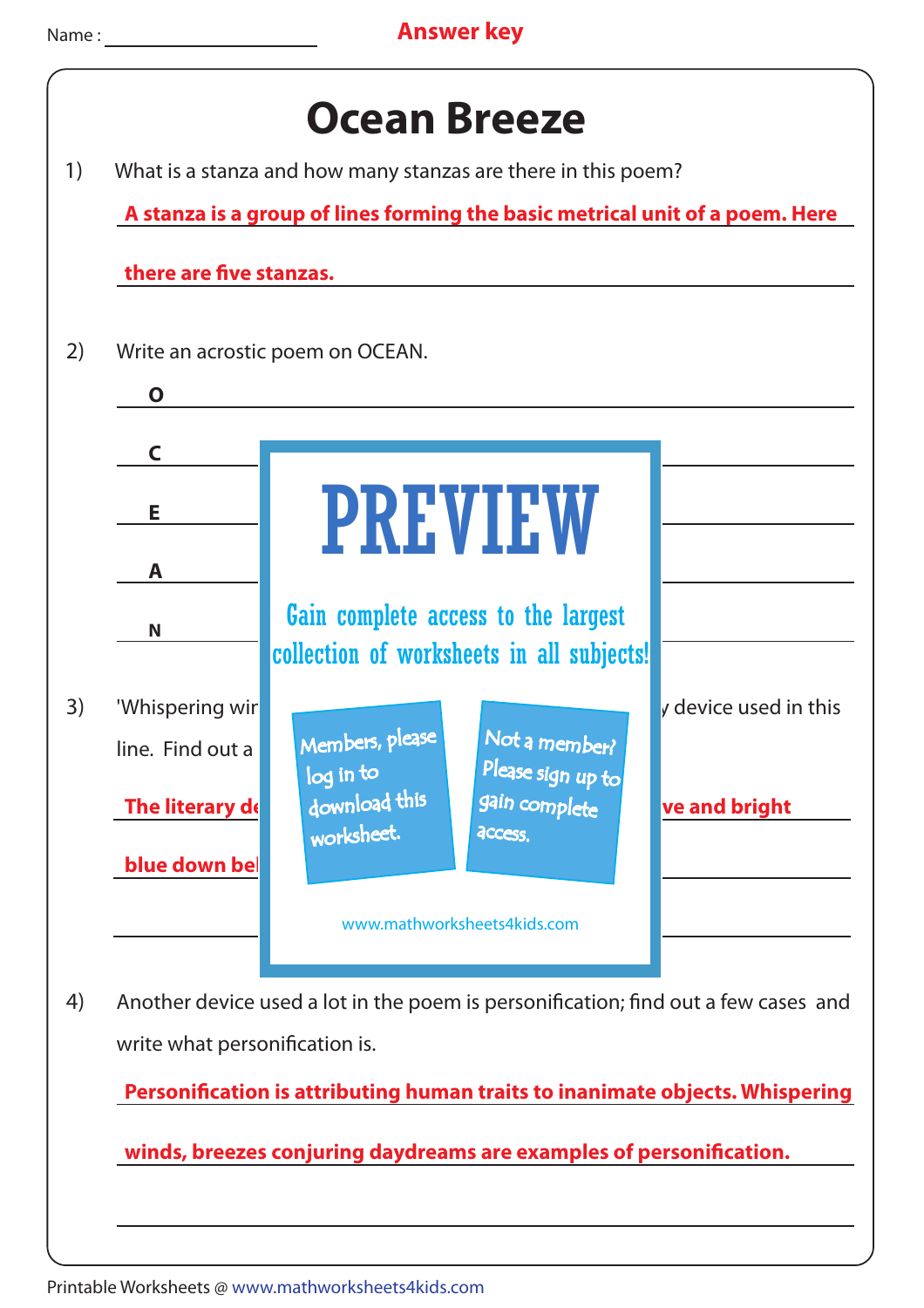Name : ____________________ **Answer key**

# Ocean Breeze

1) What is a stanza and how many stanzas are there in this poem?

**A stanza is a group of lines forming the basic metrical unit of a poem. Here there are five stanzas.**

2) Write an acrostic poem on OCEAN.

**O**

**C**

**E**

**A**

**N**

PREVIEW

Gain complete access to the largest collection of worksheets in all subjects!

Members, please log in to download this worksheet.

Not a member? Please sign up to gain complete access.

www.mathworksheets4kids.com

3) 'Whispering wir ... device used in this line. Find out a

**The literary de ... ve and bright blue down bel**

4) Another device used a lot in the poem is personification; find out a few cases and write what personification is.

**Personification is attributing human traits to inanimate objects. Whispering winds, breezes conjuring daydreams are examples of personification.**

Printable Worksheets @ www.mathworksheets4kids.com